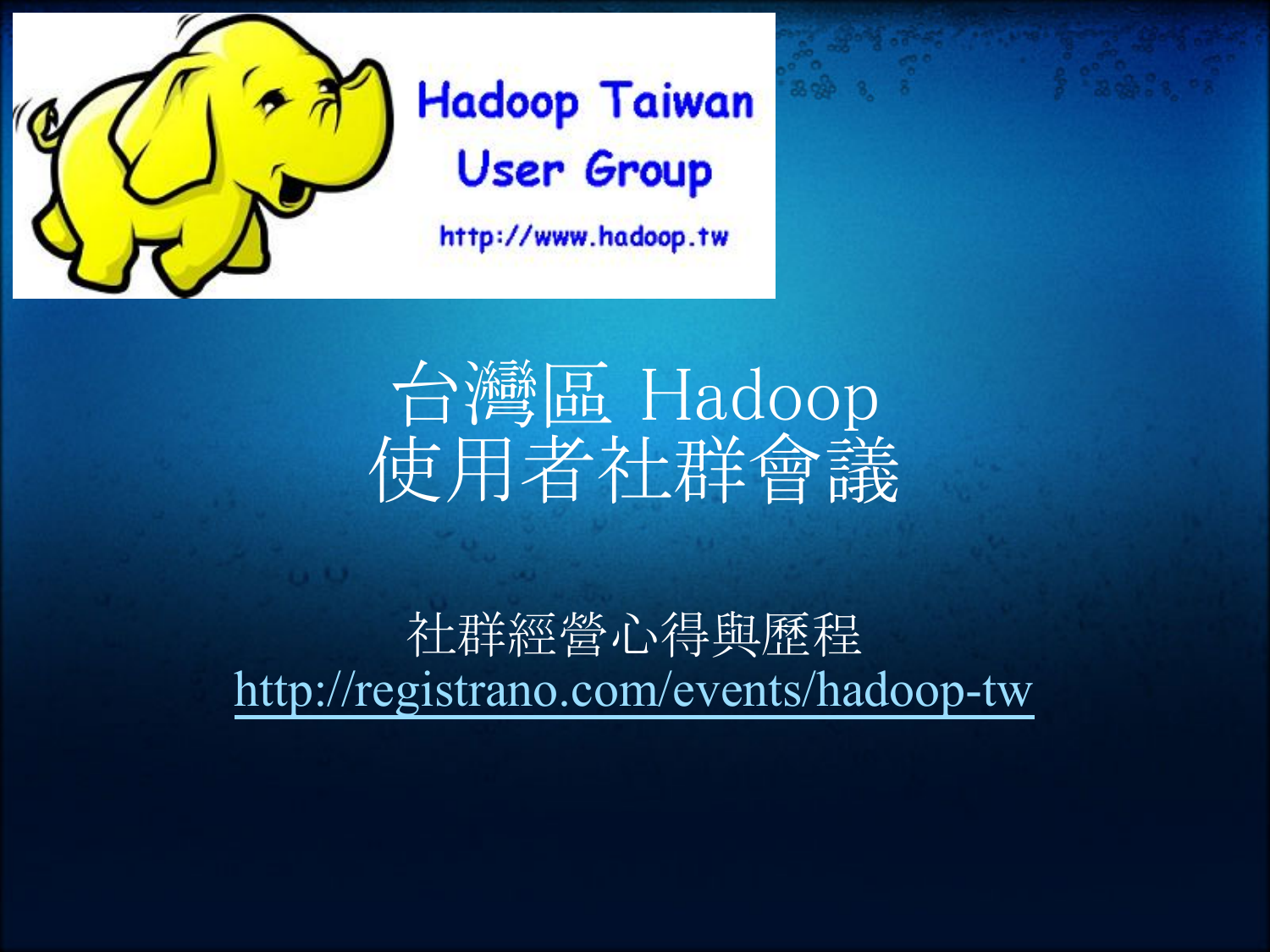Hadoop Taiwan User Group

http://www.hadoop.tw

# 台灣區 Hadoop 使用者社群會議

社群經營心得與歷程

http://registrano.com/events/hadoop-tw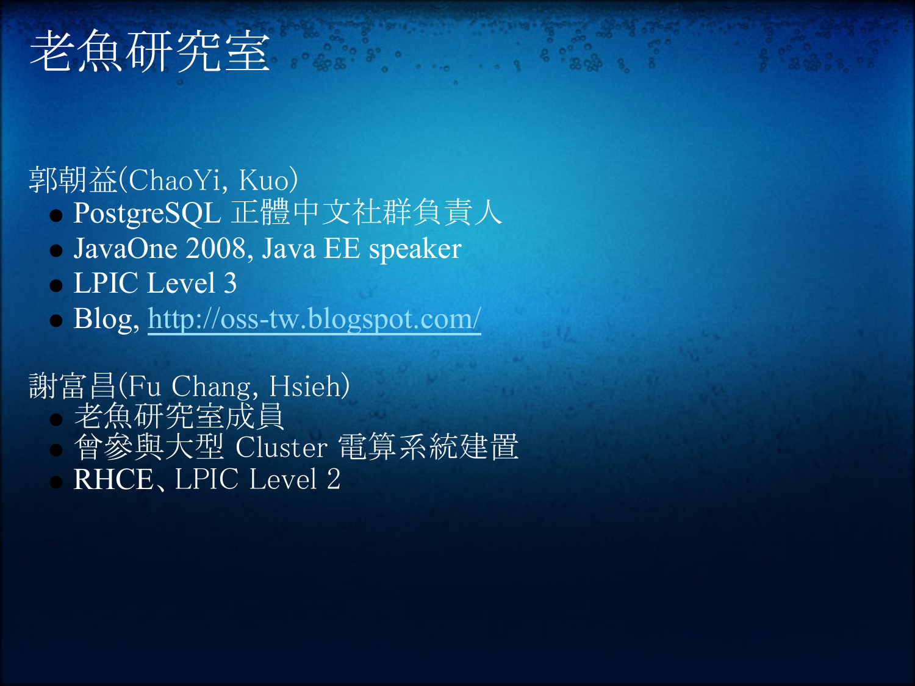# 老魚研究室

郭朝益(ChaoYi, Kuo)

- PostgreSQL 正體中文社群負責人
- JavaOne 2008, Java EE speaker
- LPIC Level 3
- Blog, http://oss-tw.blogspot.com/

謝富昌(Fu Chang, Hsieh)

- 老魚研究室成員
- 曾參與大型 Cluster 電算系統建置
- RHCE、LPIC Level 2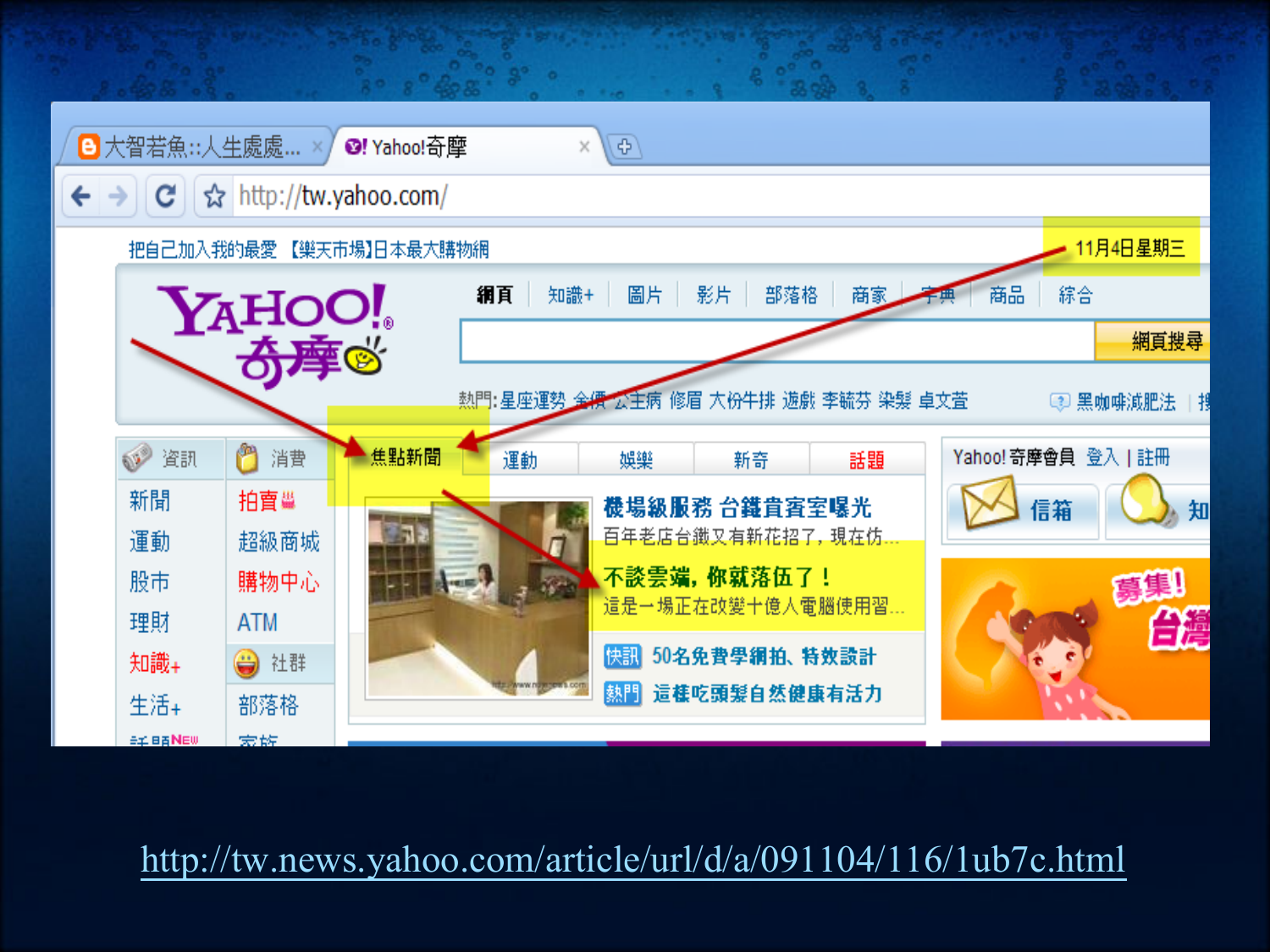http://tw.news.yahoo.com/article/url/d/a/091104/116/1ub7c.html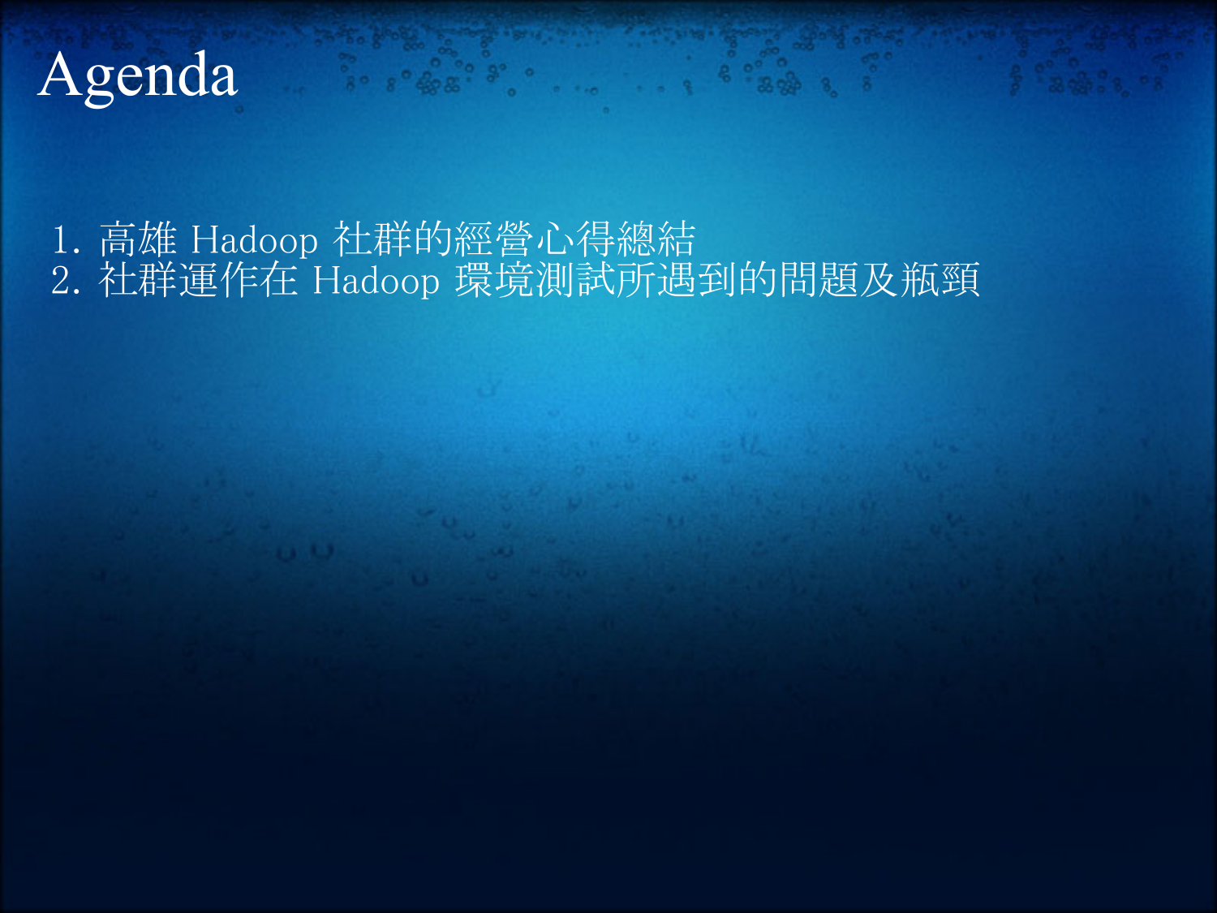# Agenda

1. 高雄 Hadoop 社群的經營心得總結
2. 社群運作在 Hadoop 環境測試所遇到的問題及瓶頸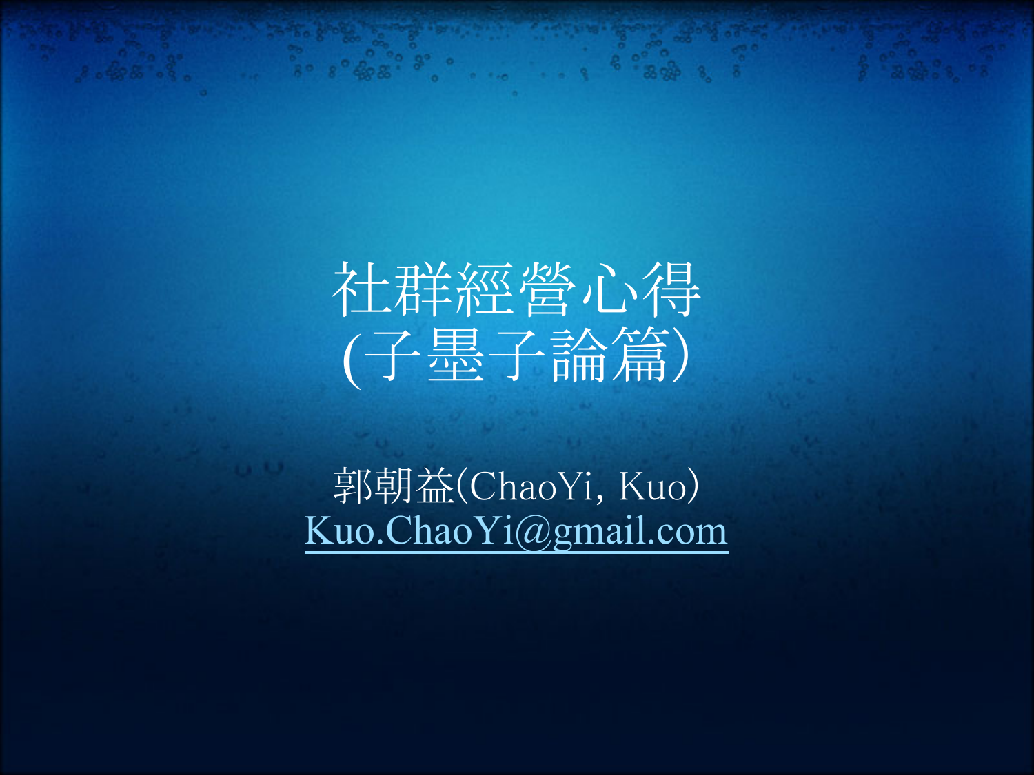# 社群經營心得
# (子墨子論篇)

郭朝益(ChaoYi, Kuo)

Kuo.ChaoYi@gmail.com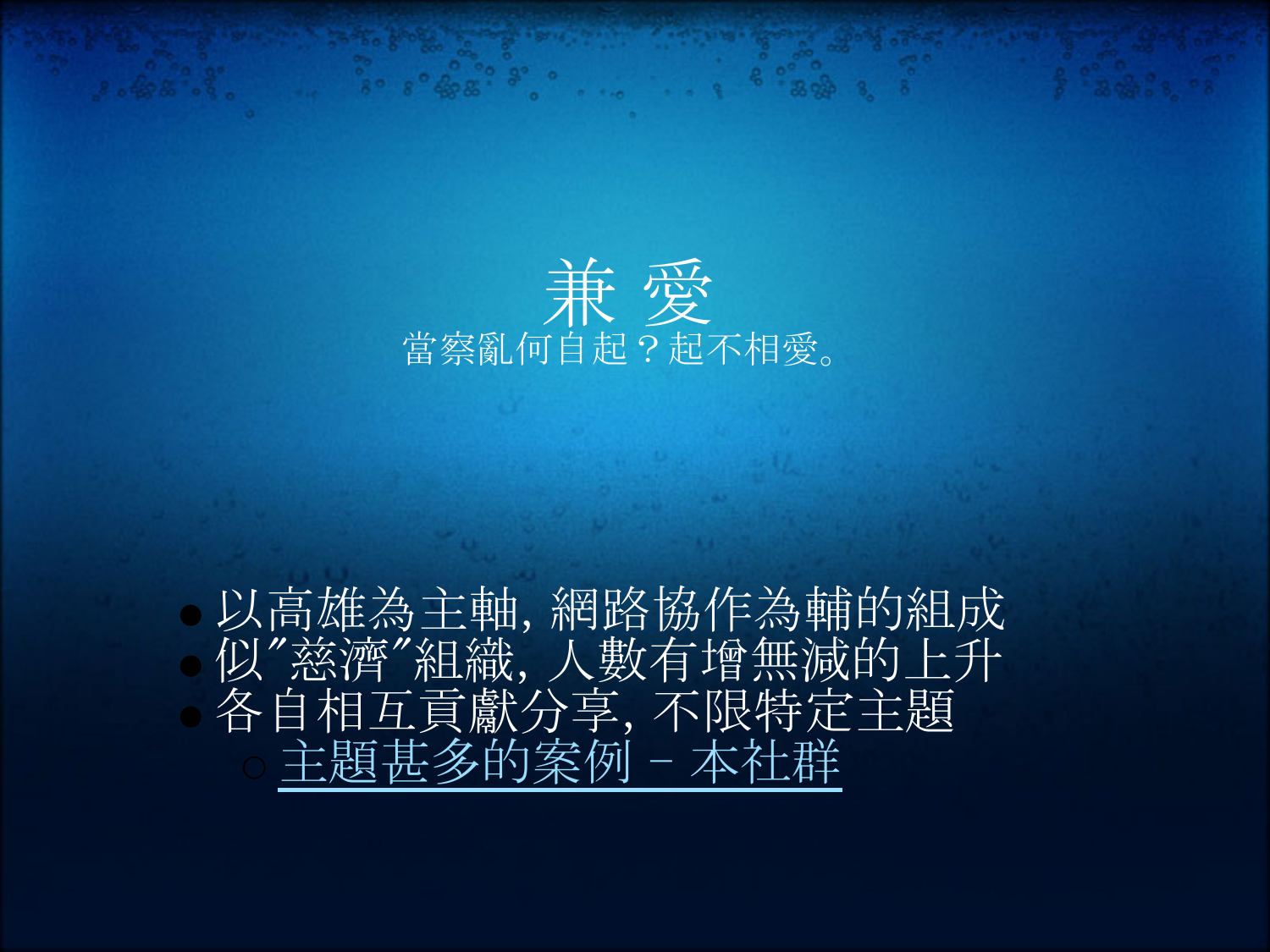# 兼 愛

當察亂何自起？起不相愛。

- 以高雄為主軸, 網路協作為輔的組成
- 似"慈濟"組織, 人數有增無減的上升
- 各自相互貢獻分享, 不限特定主題
  - 主題甚多的案例 - 本社群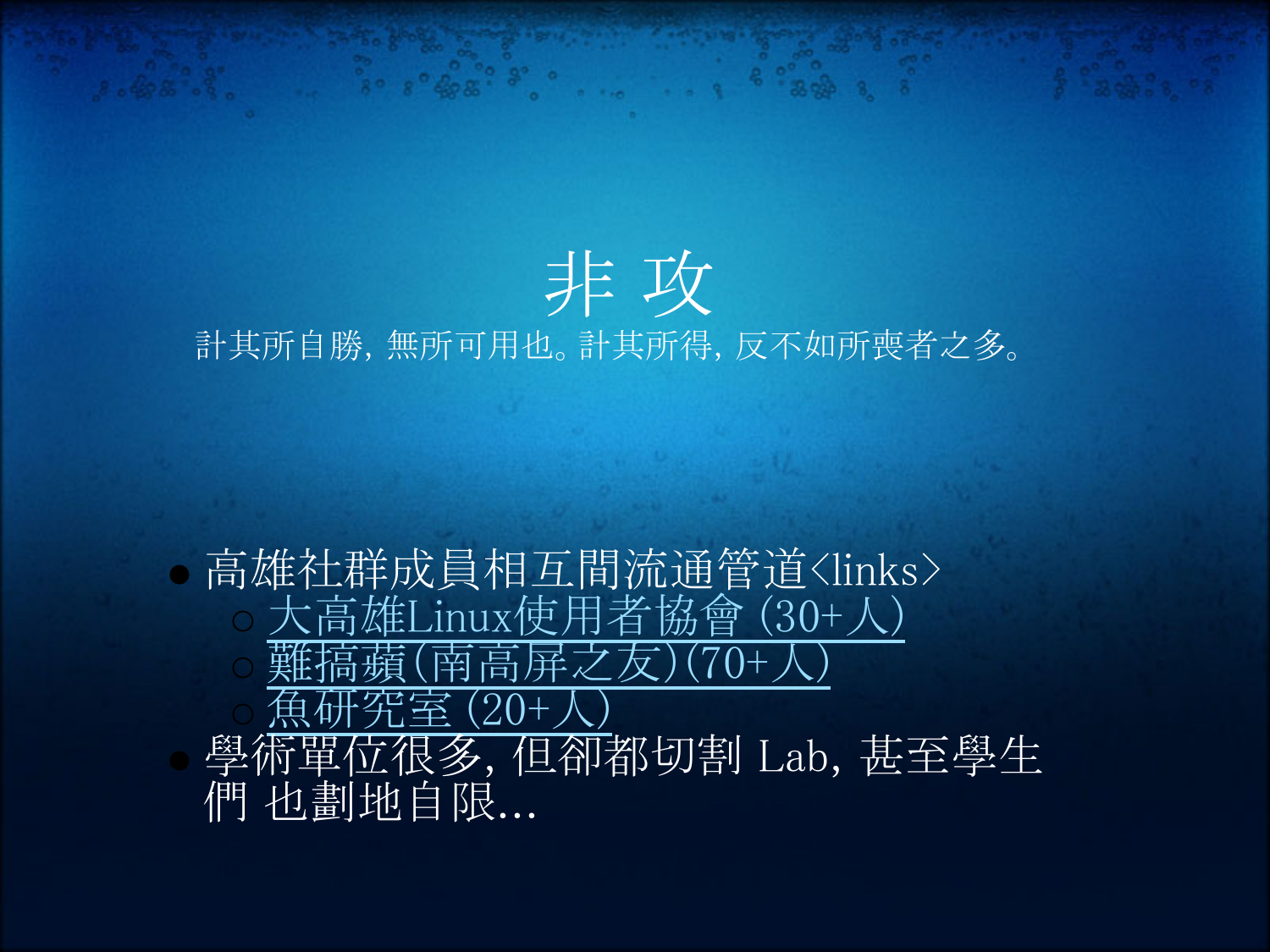# 非 攻

計其所自勝, 無所可用也。計其所得, 反不如所喪者之多。

- 高雄社群成員相互間流通管道<links>
  - 大高雄Linux使用者協會 (30+人)
  - 難搞蘋(南高屏之友)(70+人)
  - 魚研究室 (20+人)
- 學術單位很多, 但卻都切割 Lab, 甚至學生們 也劃地自限...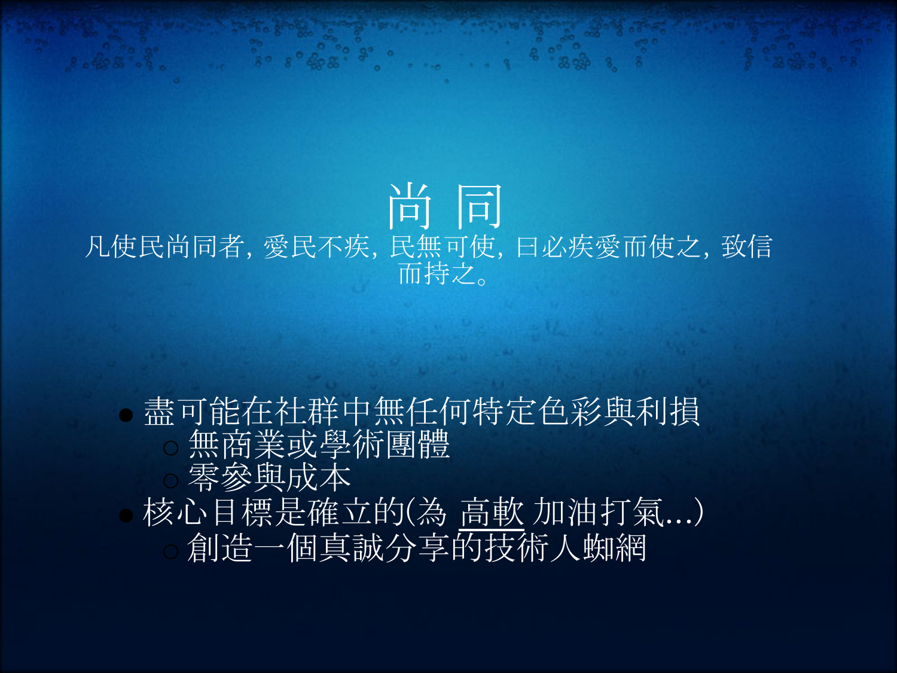# 尚 同

凡使民尚同者, 愛民不疾, 民無可使, 曰必疾愛而使之, 致信而持之。

- 盡可能在社群中無任何特定色彩與利損
  - 無商業或學術團體
  - 零參與成本
- 核心目標是確立的(為 高軟 加油打氣...)
  - 創造一個真誠分享的技術人蜘網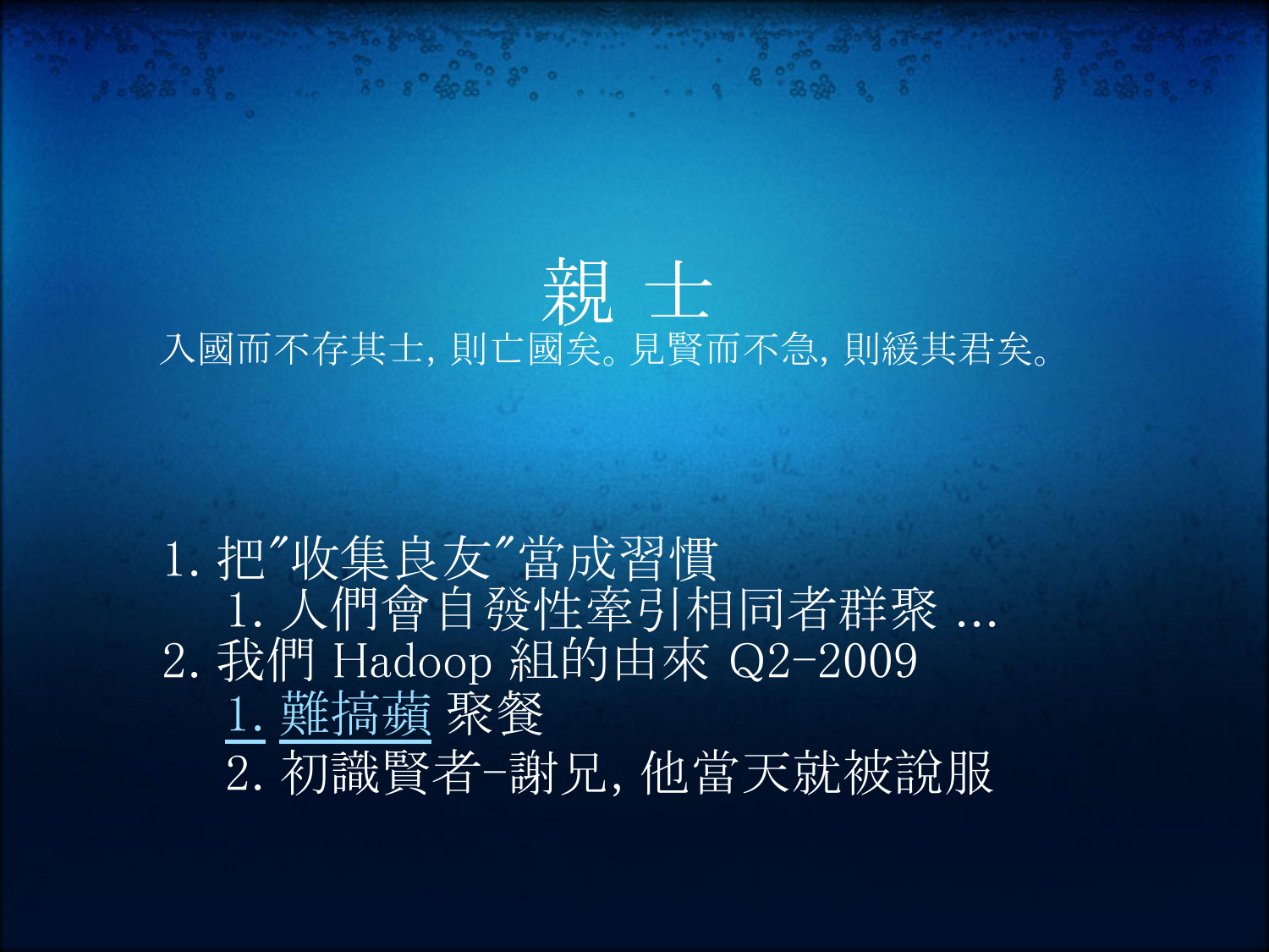# 親 士

入國而不存其士, 則亡國矣。見賢而不急, 則緩其君矣。

1. 把"收集良友"當成習慣
    1. 人們會自發性牽引相同者群聚 ...
2. 我們 Hadoop 組的由來 Q2-2009
    1. 難搞蘋 聚餐
    2. 初識賢者-謝兄, 他當天就被說服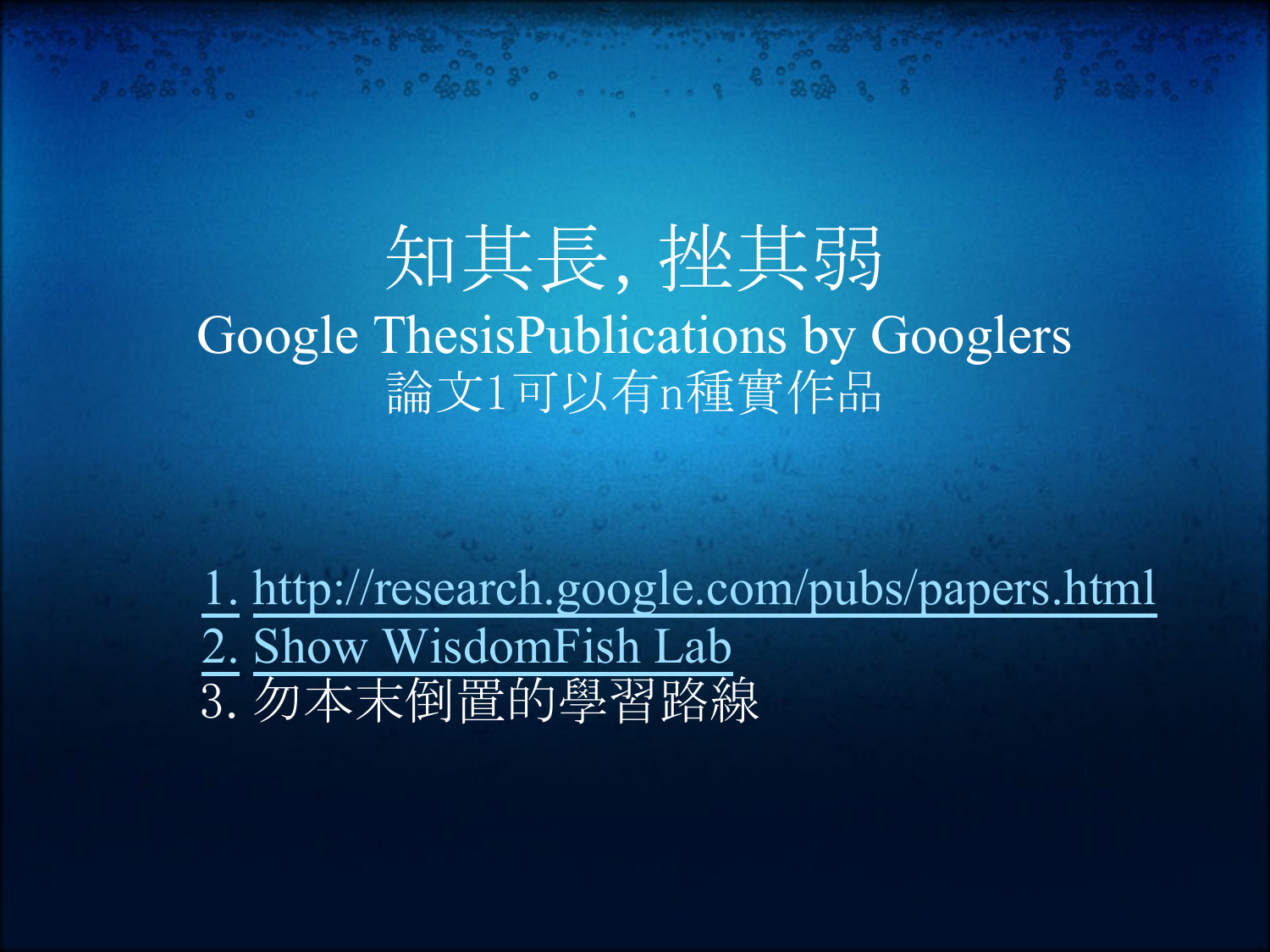# 知其長, 挫其弱

## Google ThesisPublications by Googlers

論文1可以有n種實作品

1. http://research.google.com/pubs/papers.html
2. Show WisdomFish Lab
3. 勿本末倒置的學習路線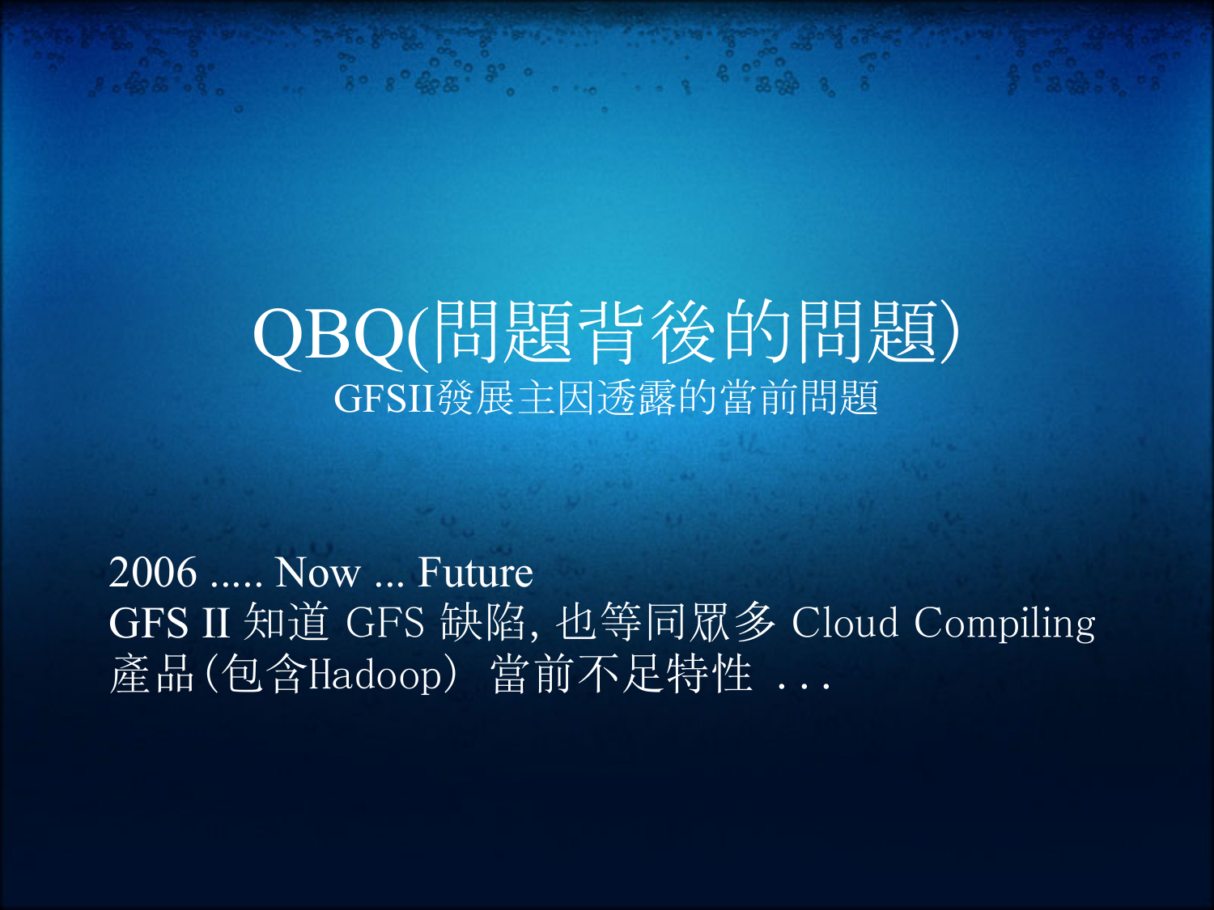# QBQ(問題背後的問題)

## GFSII發展主因透露的當前問題

2006 ..... Now ... Future
GFS II 知道 GFS 缺陷, 也等同眾多 Cloud Compiling 產品(包含Hadoop) 當前不足特性 . . .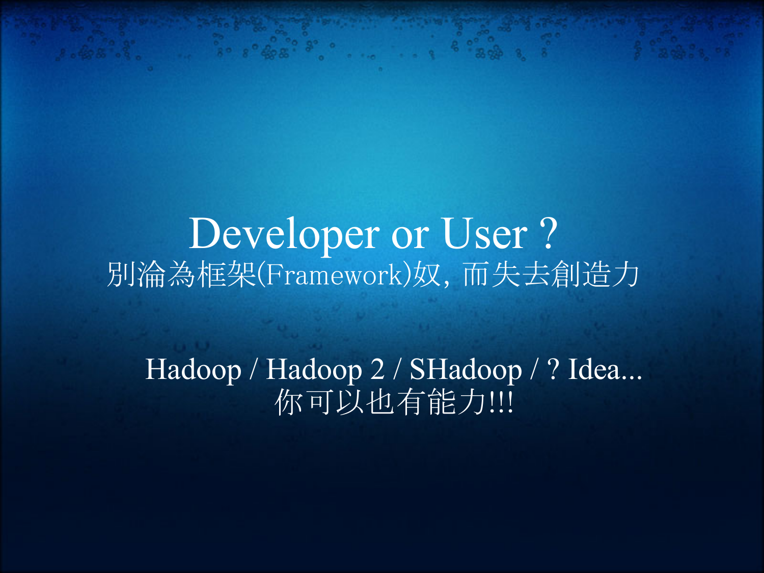# Developer or User ?

別淪為框架(Framework)奴, 而失去創造力

Hadoop / Hadoop 2 / SHadoop / ? Idea...

你可以也有能力!!!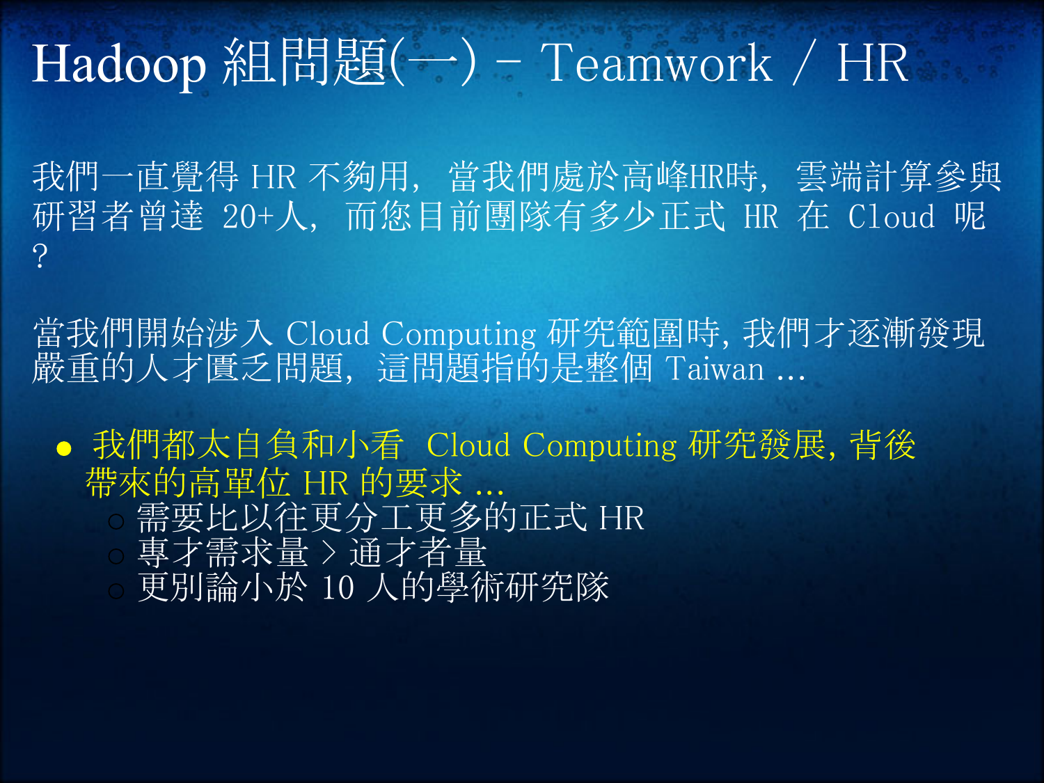# Hadoop 組問題(一) - Teamwork / HR

我們一直覺得 HR 不夠用, 當我們處於高峰HR時, 雲端計算參與研習者曾達 20+人, 而您目前團隊有多少正式 HR 在 Cloud 呢 ?

當我們開始涉入 Cloud Computing 研究範圍時, 我們才逐漸發現嚴重的人才匱乏問題, 這問題指的是整個 Taiwan ...

- 我們都太自負和小看 Cloud Computing 研究發展, 背後帶來的高單位 HR 的要求 ...
  - 需要比以往更分工更多的正式 HR
  - 專才需求量 > 通才者量
  - 更別論小於 10 人的學術研究隊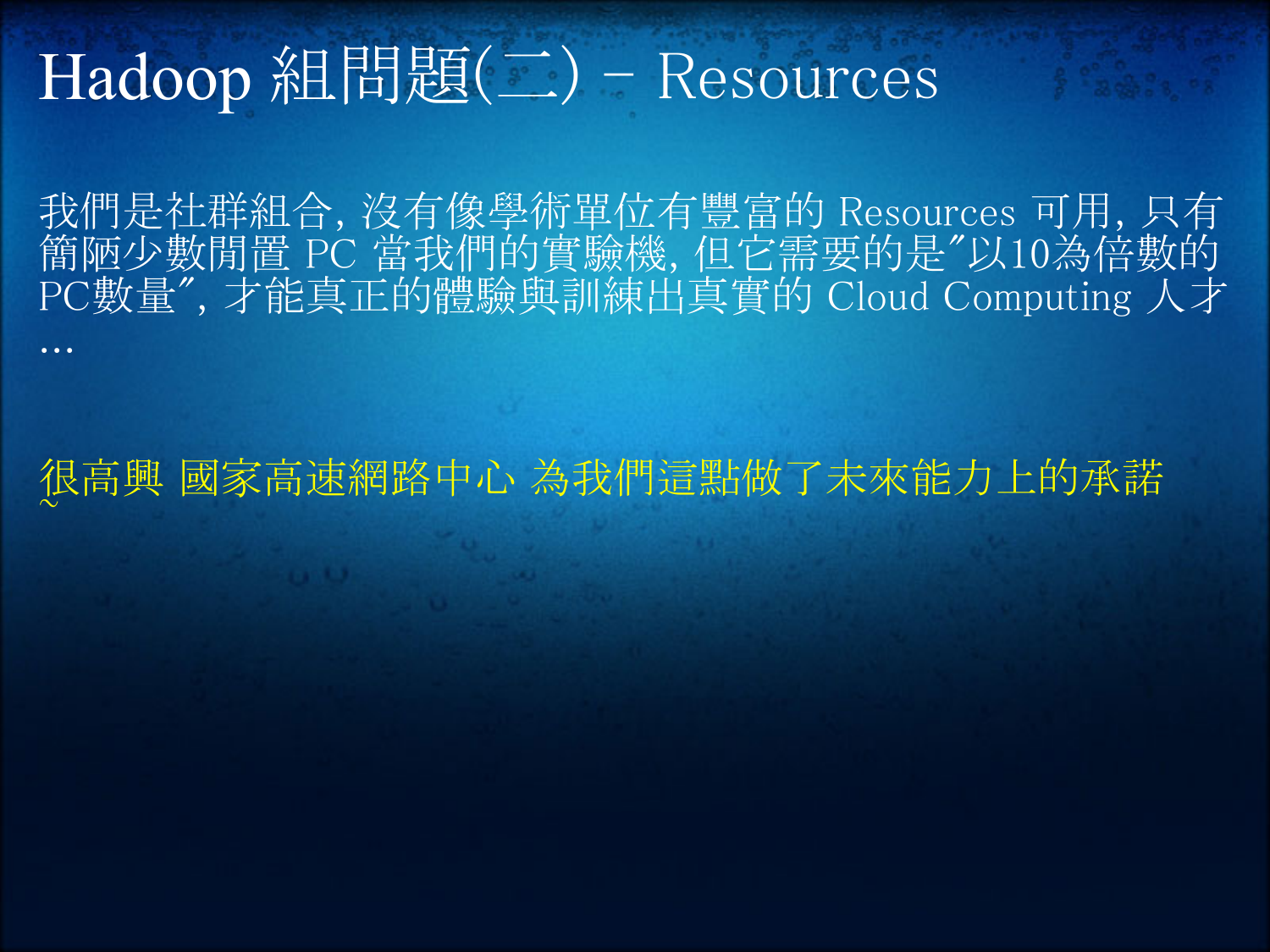# Hadoop 組問題(二) - Resources

我們是社群組合, 沒有像學術單位有豐富的 Resources 可用, 只有簡陋少數閒置 PC 當我們的實驗機, 但它需要的是"以10為倍數的PC數量", 才能真正的體驗與訓練出真實的 Cloud Computing 人才 …

很高興 國家高速網路中心 為我們這點做了未來能力上的承諾 ~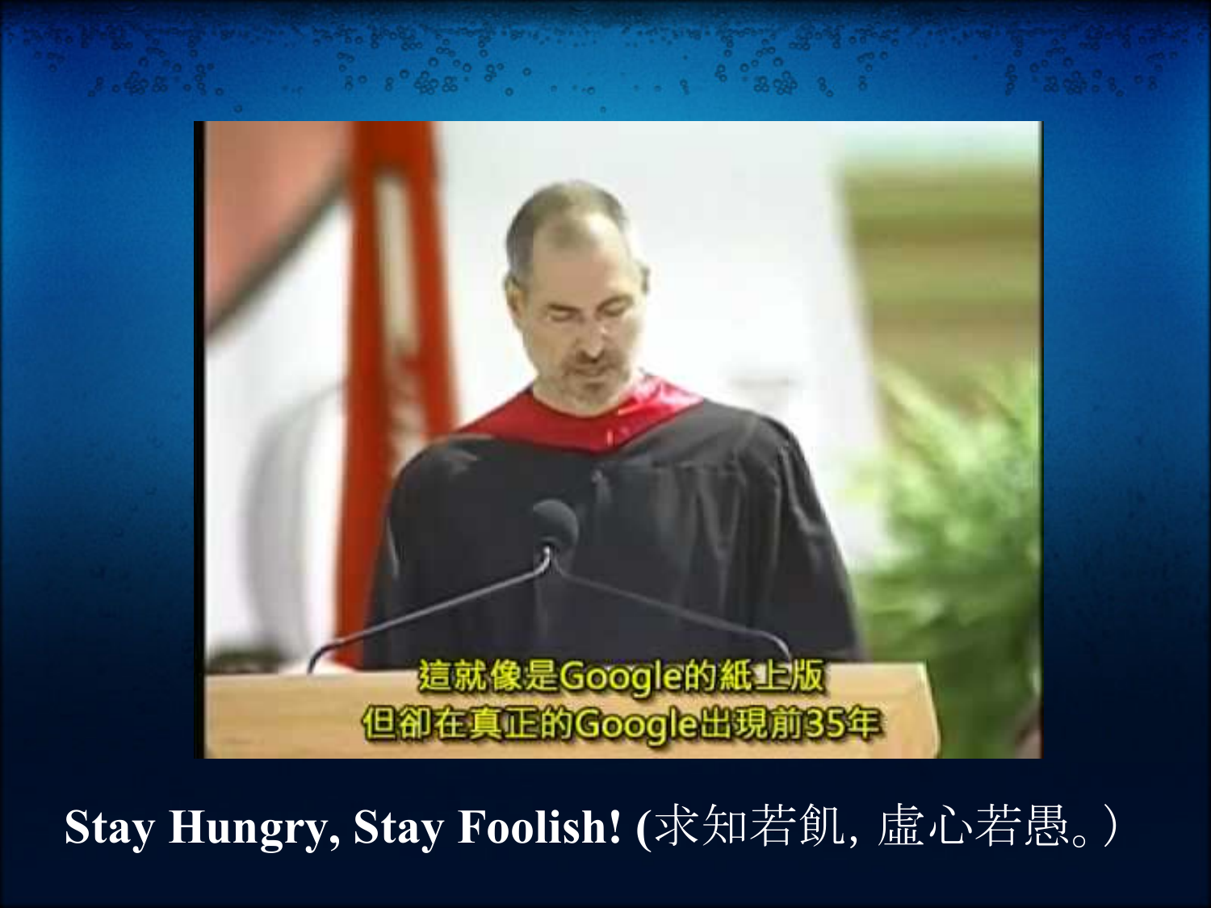Stay Hungry, Stay Foolish! (求知若飢, 虛心若愚。)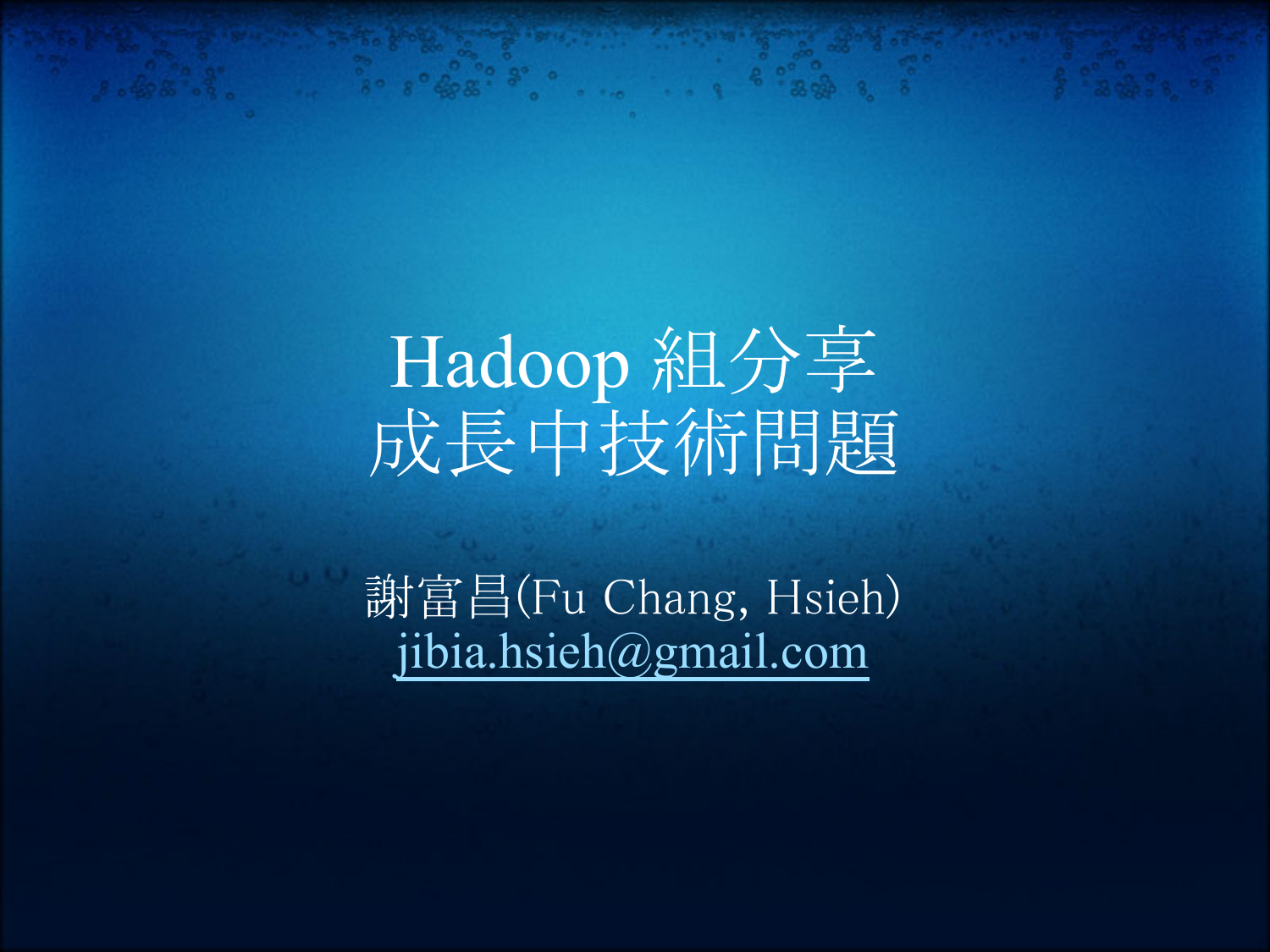# Hadoop 組分享
# 成長中技術問題

謝富昌(Fu Chang, Hsieh)

jibia.hsieh@gmail.com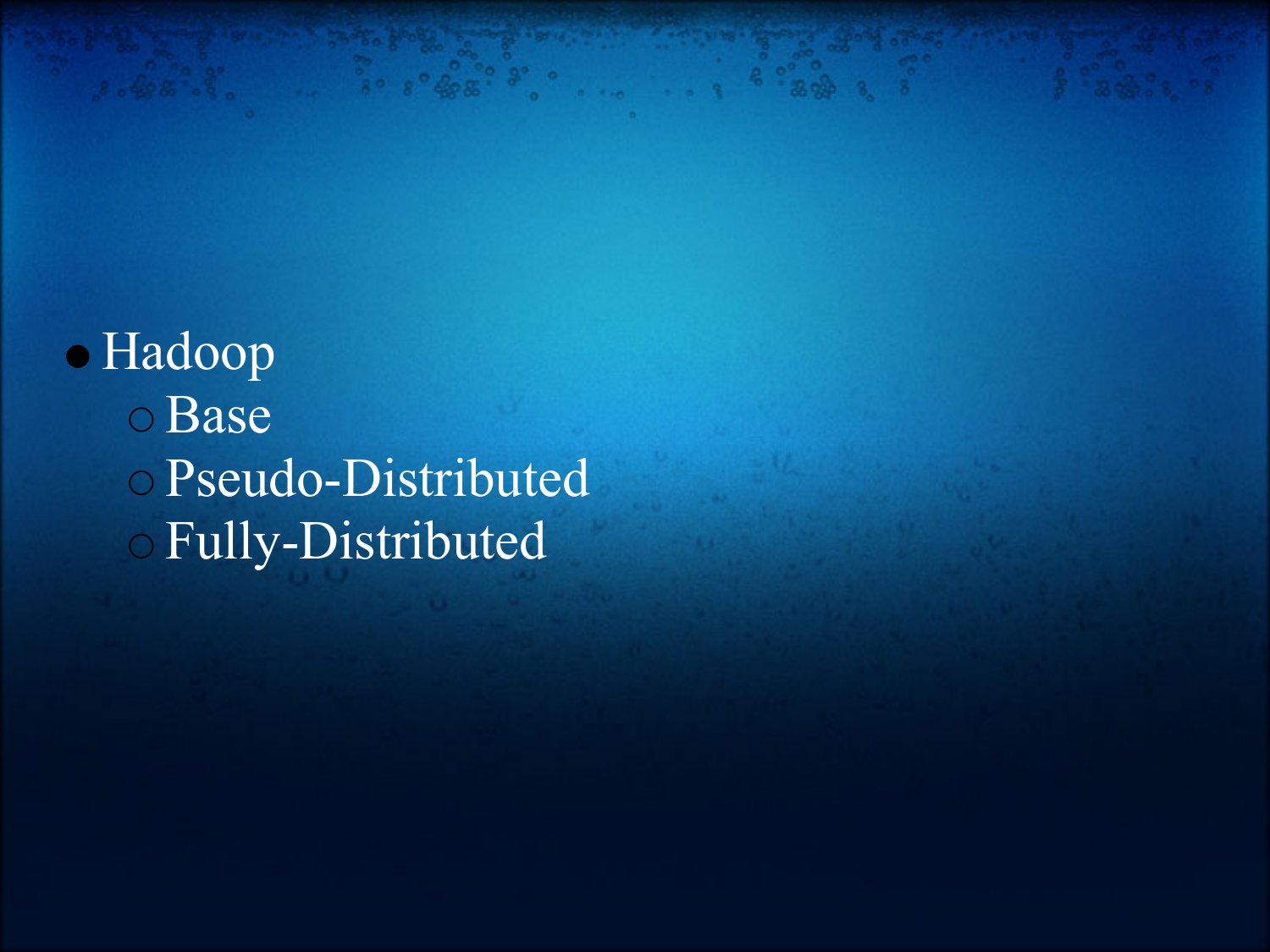- Hadoop
  - Base
  - Pseudo-Distributed
  - Fully-Distributed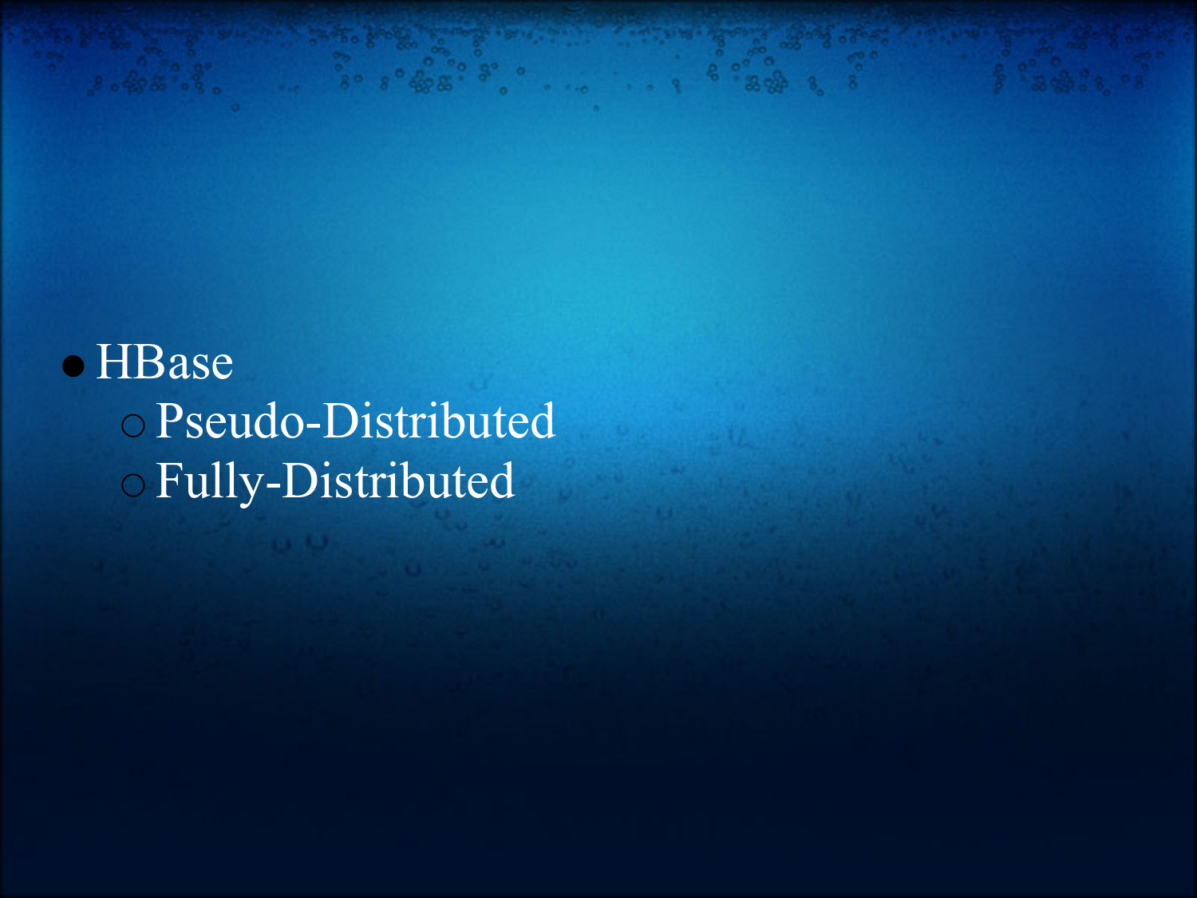- HBase
  - Pseudo-Distributed
  - Fully-Distributed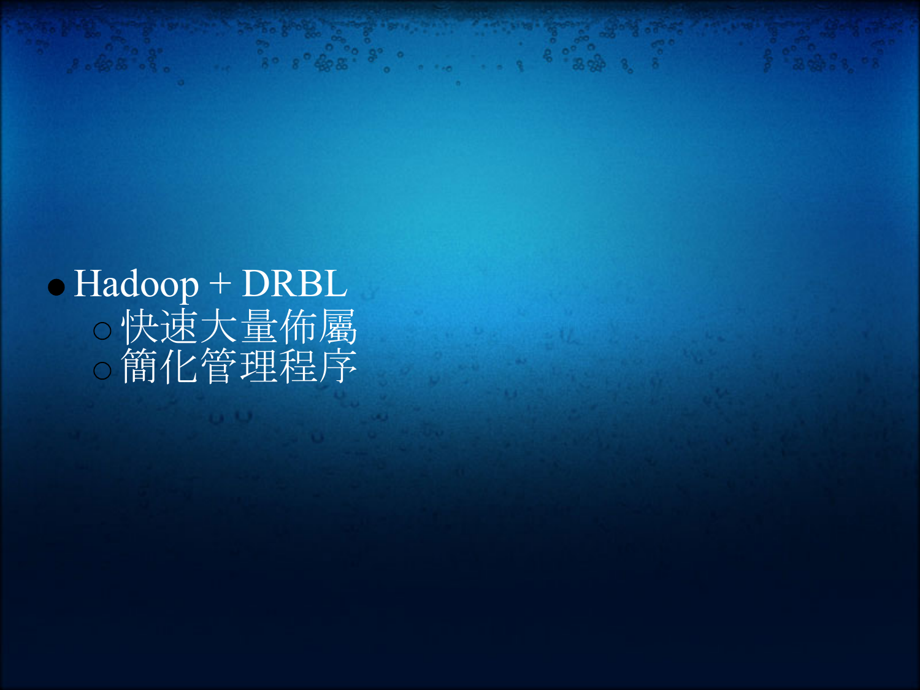- Hadoop + DRBL
  - 快速大量佈屬
  - 簡化管理程序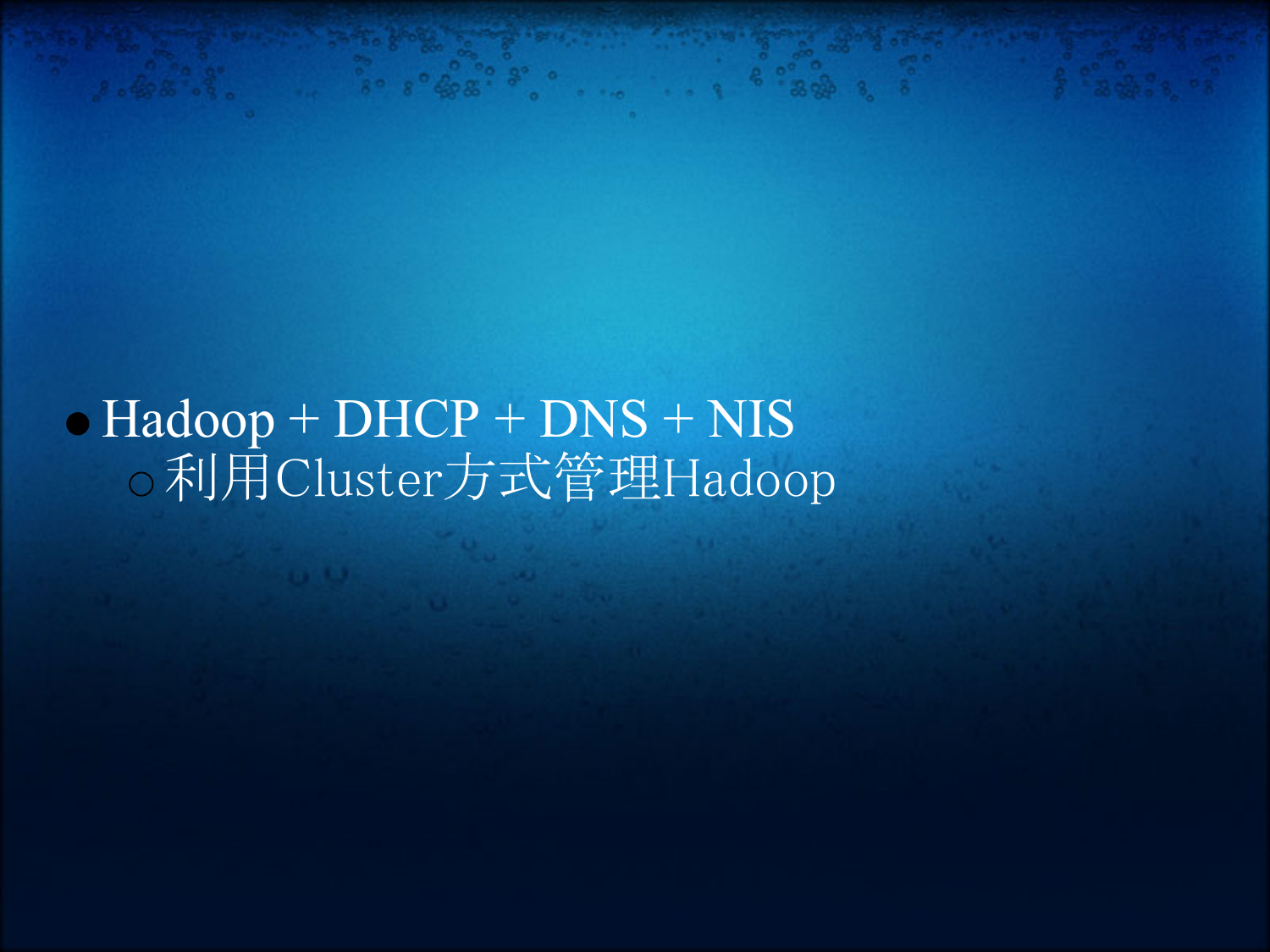- Hadoop + DHCP + DNS + NIS
  - 利用Cluster方式管理Hadoop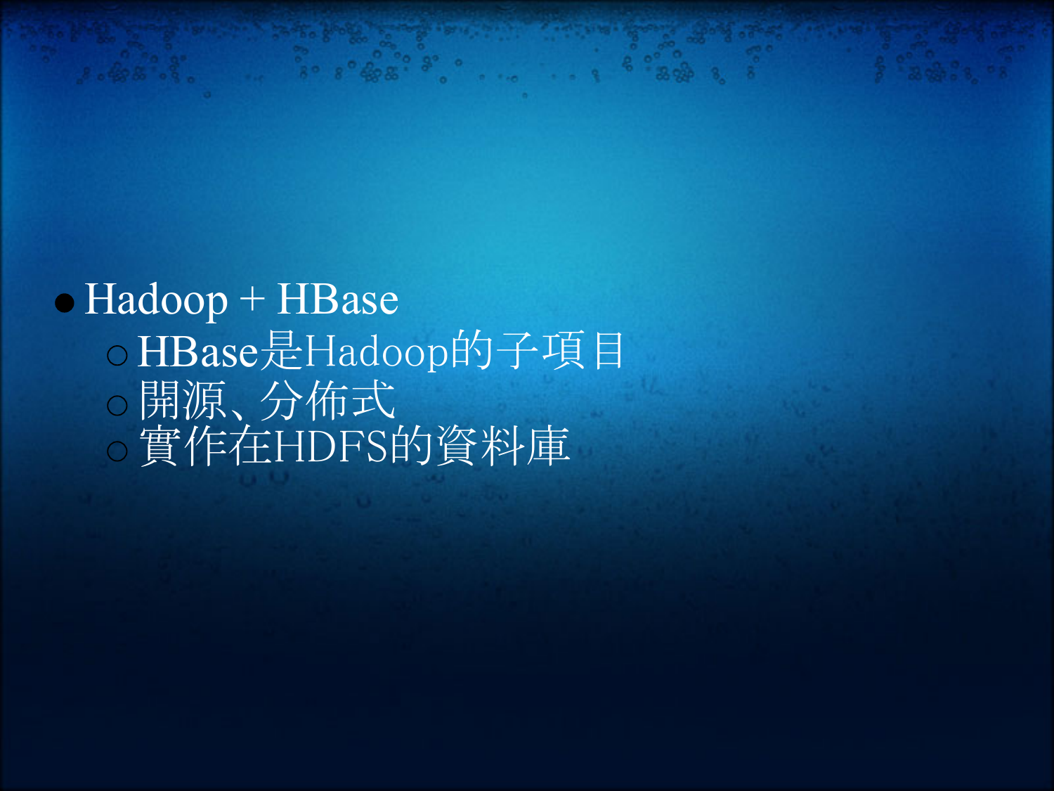- Hadoop + HBase
  - HBase是Hadoop的子項目
  - 開源、分佈式
  - 實作在HDFS的資料庫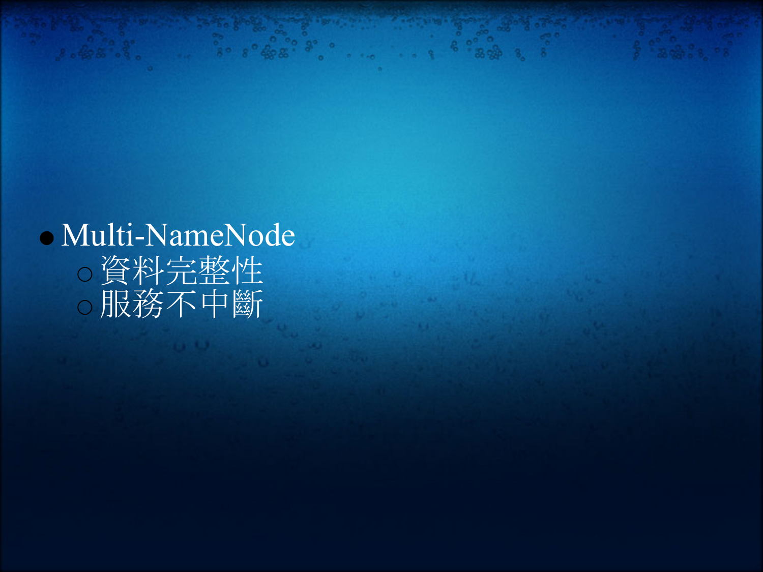- Multi-NameNode
  - 資料完整性
  - 服務不中斷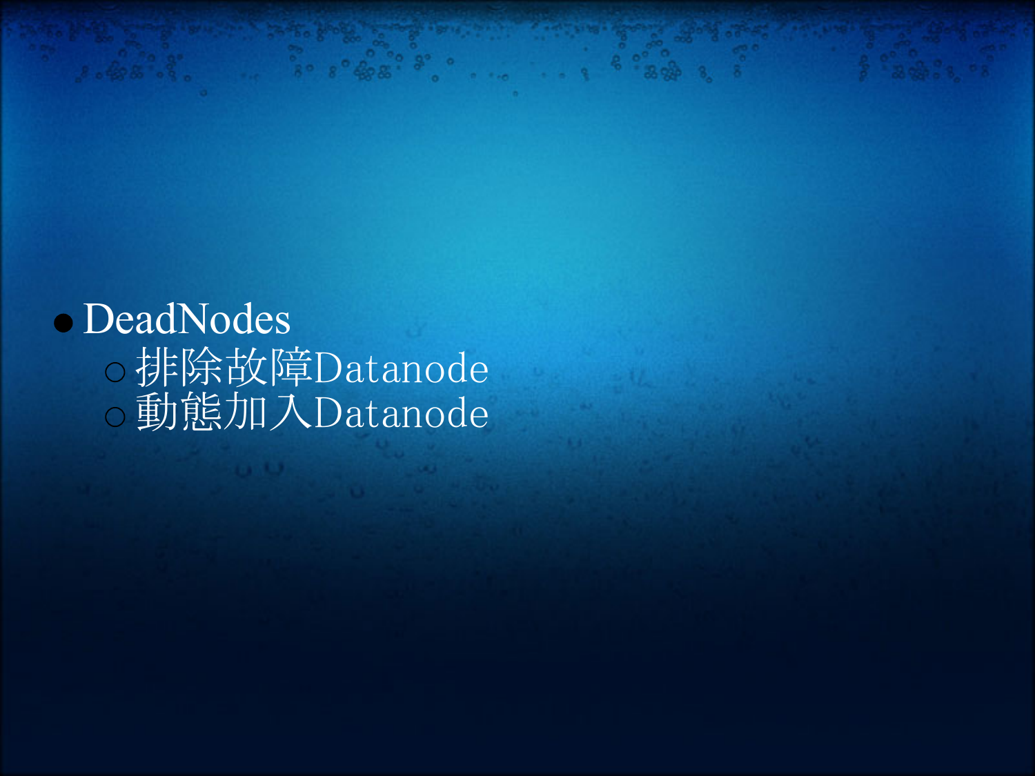- DeadNodes
  - 排除故障Datanode
  - 動態加入Datanode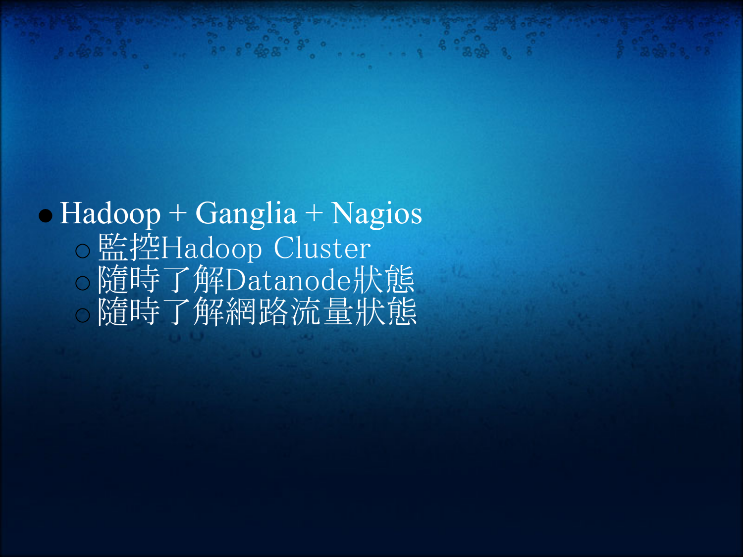- Hadoop + Ganglia + Nagios
  - 監控Hadoop Cluster
  - 隨時了解Datanode狀態
  - 隨時了解網路流量狀態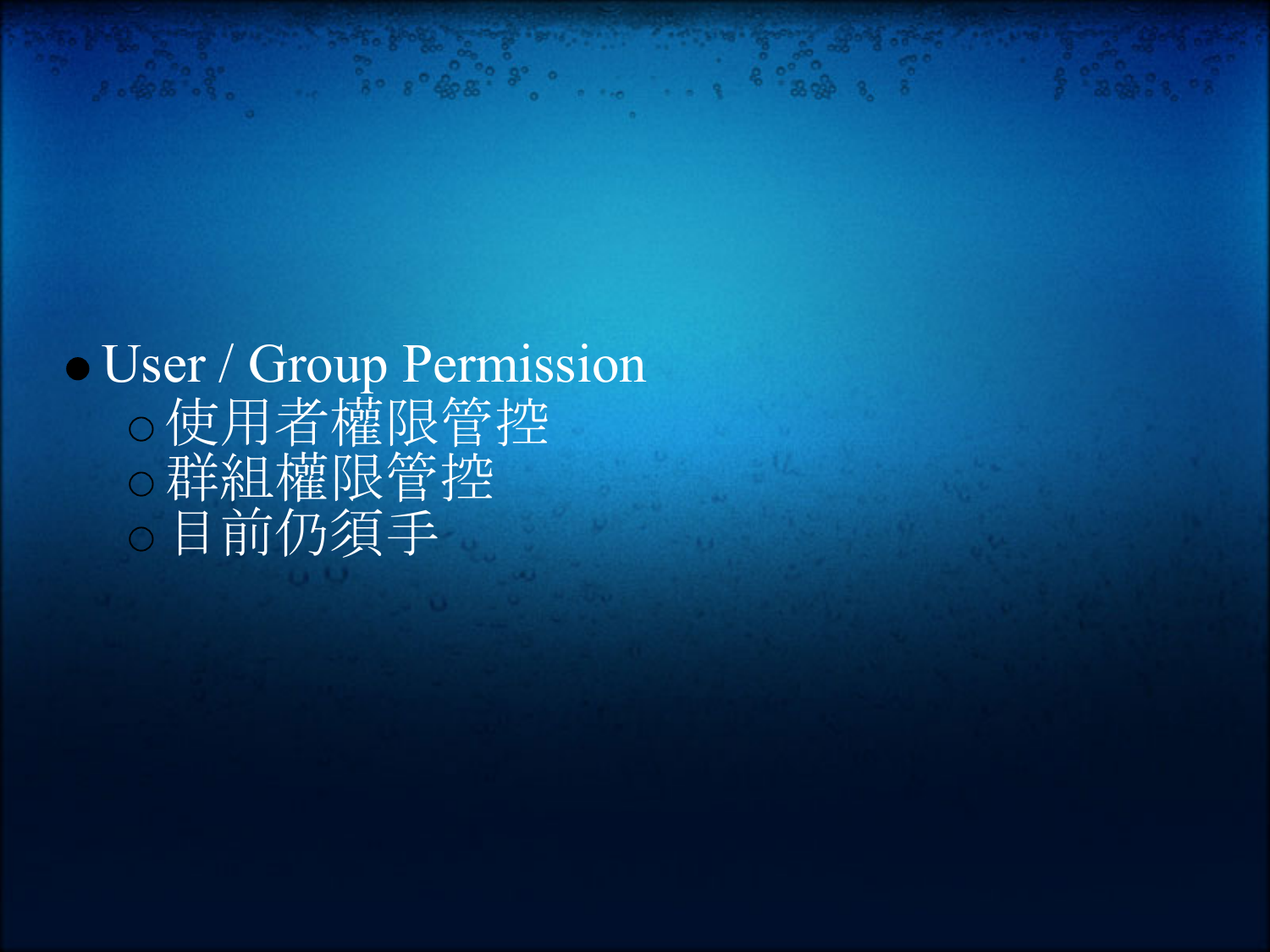- User / Group Permission
  - 使用者權限管控
  - 群組權限管控
  - 目前仍須手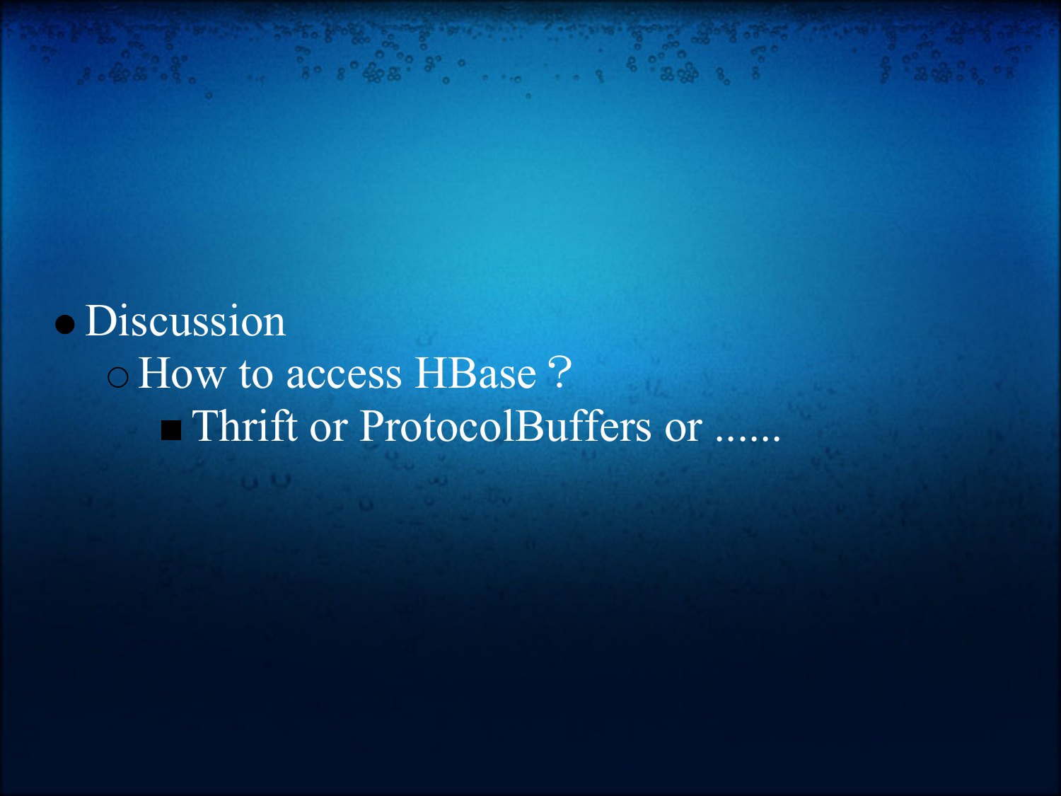- Discussion
  - How to access HBase ?
    - Thrift or ProtocolBuffers or ......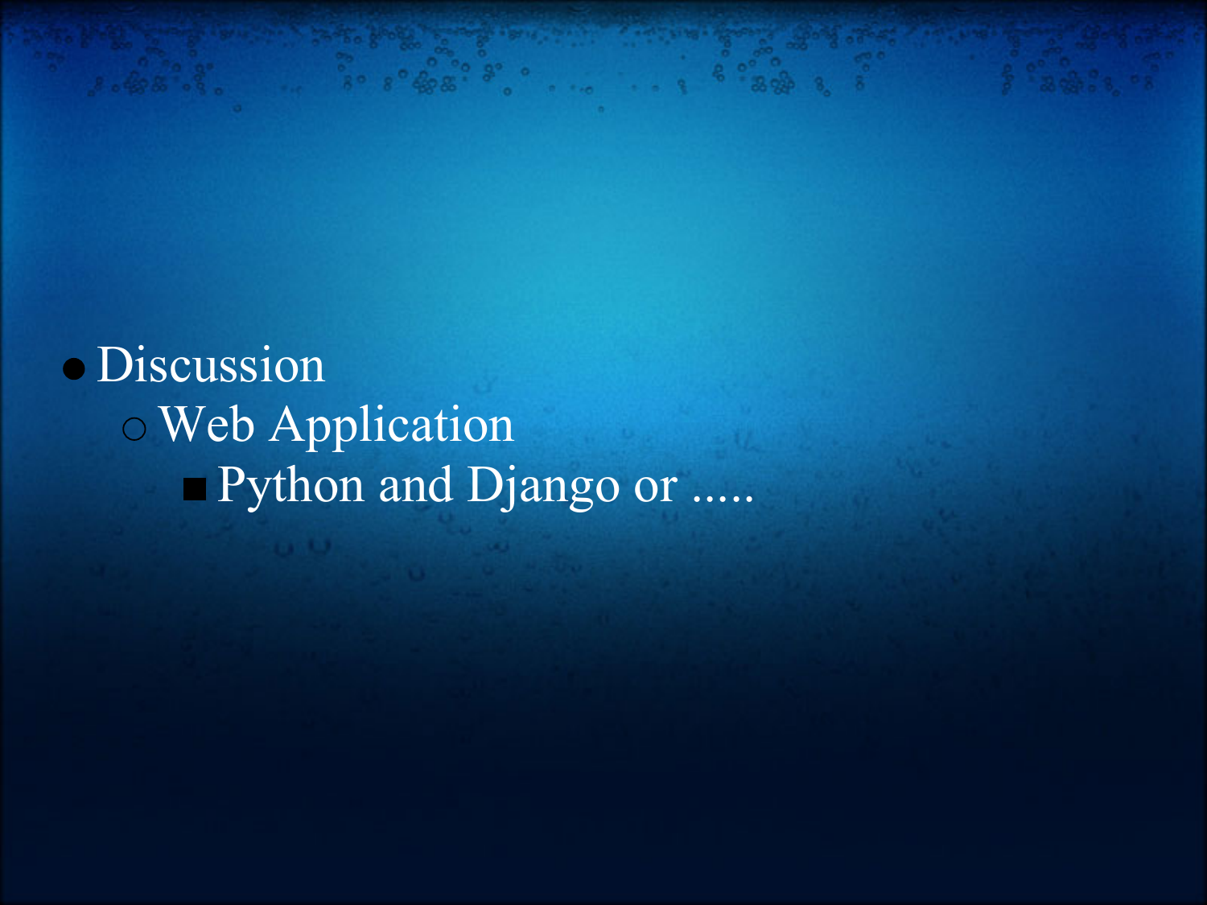- Discussion
    - Web Application
        - Python and Django or .....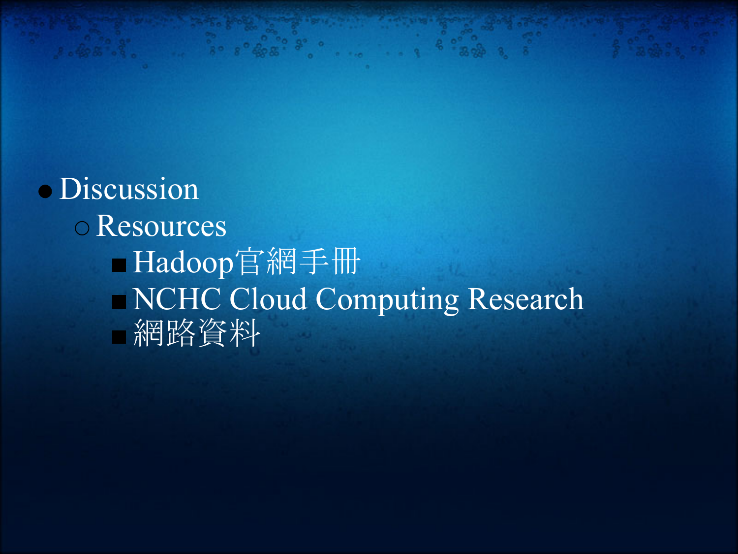- Discussion
  - Resources
    - Hadoop官網手冊
    - NCHC Cloud Computing Research
    - 網路資料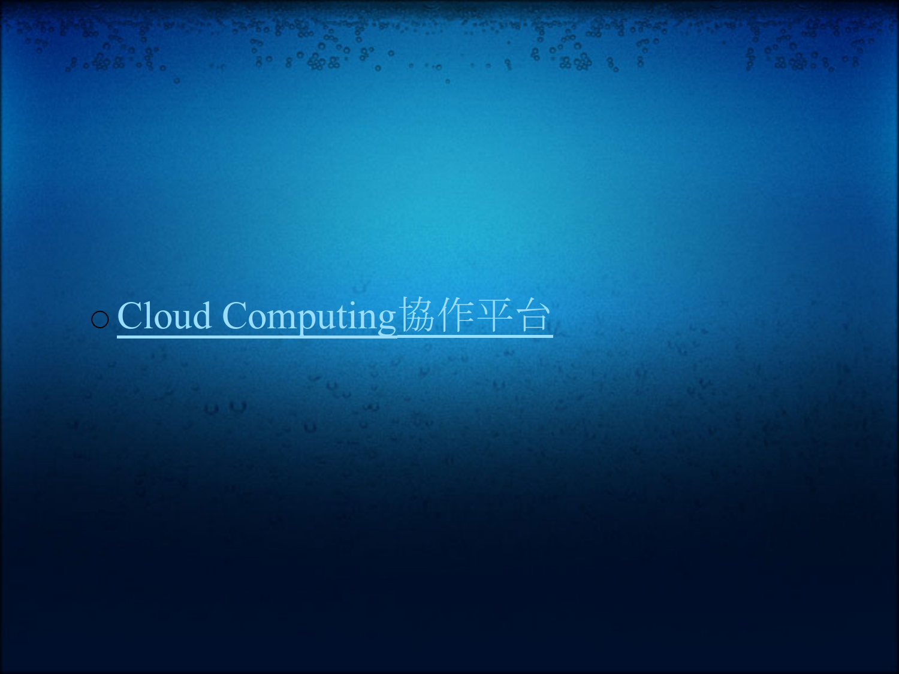- Cloud Computing協作平台